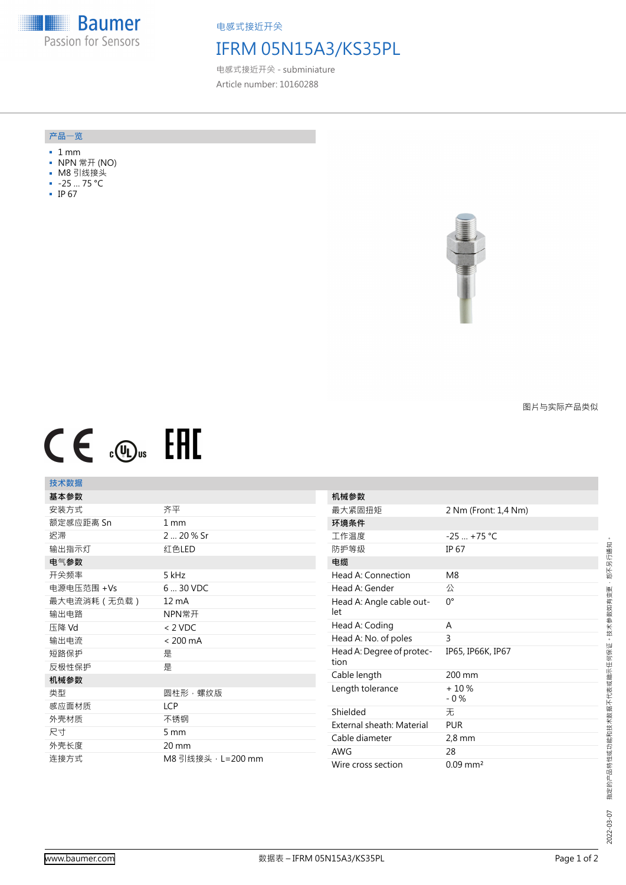电感式接近开关

# IFRM 05N15A3/KS35PL

电感式接近开关 - subminiature

Article number: 10160288

## 产品一览

- 1 mm
- NPN 常开 (NO)
- M8 引线接头
- -25 … 75 °C
- IP 67

图片与实际产品类似

## 技术数据

| 基本参数 | |
|---|---|
| 安装方式 | 齐平 |
| 额定感应距离 Sn | 1 mm |
| 迟滞 | 2 … 20 % Sr |
| 输出指示灯 | 红色LED |
| **电气参数** | |
| 开关频率 | 5 kHz |
| 电源电压范围 +Vs | 6 … 30 VDC |
| 最大电流消耗（无负载） | 12 mA |
| 输出电路 | NPN常开 |
| 压降 Vd | < 2 VDC |
| 输出电流 | < 200 mA |
| 短路保护 | 是 |
| 反极性保护 | 是 |
| **机械参数** | |
| 类型 | 圆柱形，螺纹版 |
| 感应面材质 | LCP |
| 外壳材质 | 不锈钢 |
| 尺寸 | 5 mm |
| 外壳长度 | 20 mm |
| 连接方式 | M8 引线接头，L=200 mm |

| 机械参数 | |
|---|---|
| 最大紧固扭矩 | 2 Nm (Front: 1,4 Nm) |
| **环境条件** | |
| 工作温度 | -25 … +75 °C |
| 防护等级 | IP 67 |
| **电缆** | |
| Head A: Connection | M8 |
| Head A: Gender | 公 |
| Head A: Angle cable outlet | 0° |
| Head A: Coding | A |
| Head A: No. of poles | 3 |
| Head A: Degree of protection | IP65, IP66K, IP67 |
| Cable length | 200 mm |
| Length tolerance | + 10 %<br>- 0 % |
| Shielded | 无 |
| External sheath: Material | PUR |
| Cable diameter | 2,8 mm |
| AWG | 28 |
| Wire cross section | 0.09 mm² |

2022-03-07 指定的产品特性或功能和技术数据不代表或暗示任何保证。技术参数如有变更，恕不另行通知。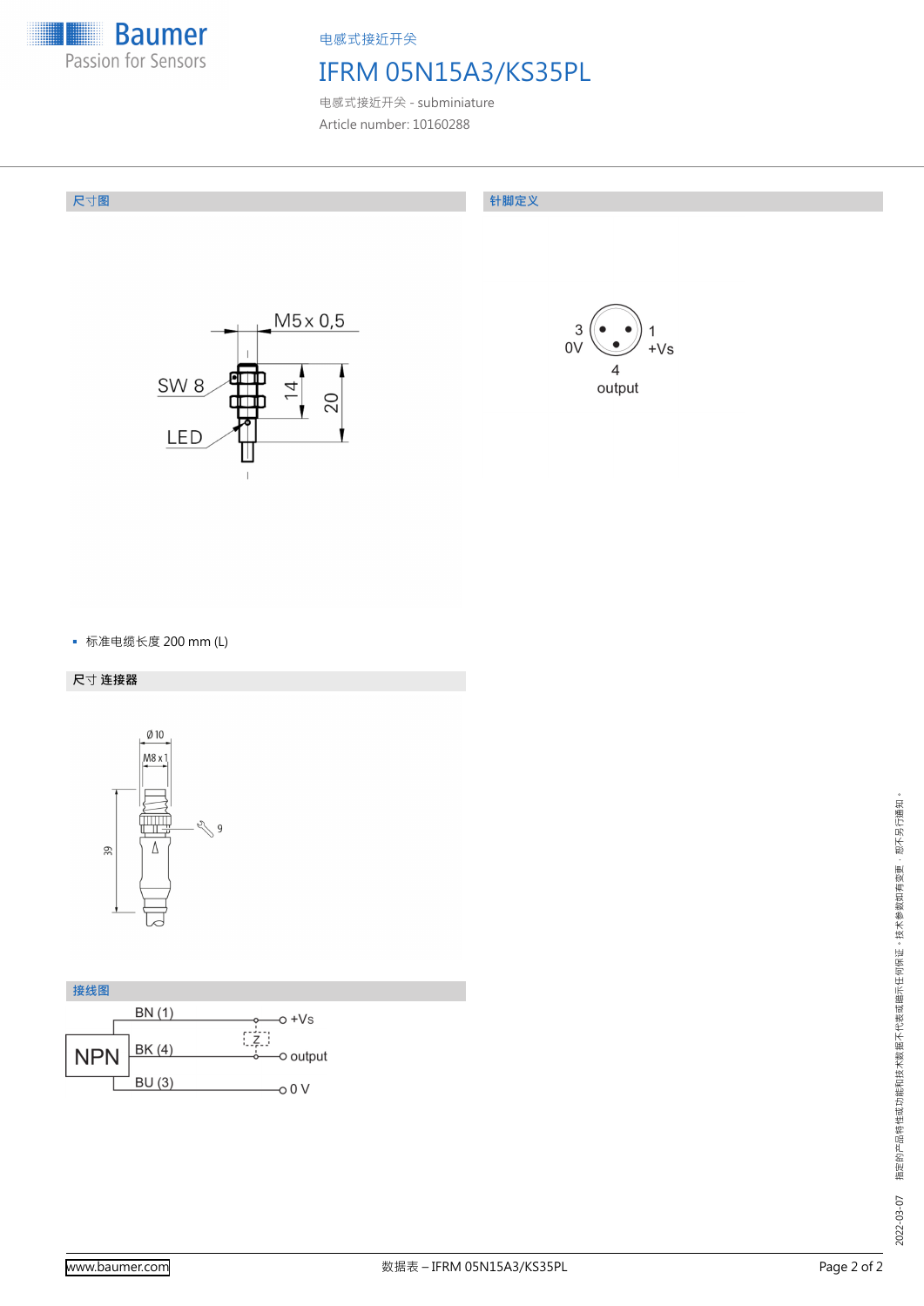# 电感式接近开关

## IFRM 05N15A3/KS35PL

电感式接近开关 - subminiature

Article number: 10160288

### 尺寸图

M5 x 0,5

SW 8

LED

14

20

- 标准电缆长度 200 mm (L)

### 针脚定义

3
0V

1
+Vs

4
output

### 尺寸 连接器

Ø 10

M8 x 1

9

39

### 接线图

NPN

BN (1) +Vs

BK (4) output

BU (3) 0 V

Z

2022-03-07 指定的产品特性或功能和技术数据不代表或暗示任何保证。技术参数如有变更，恕不另行通知。